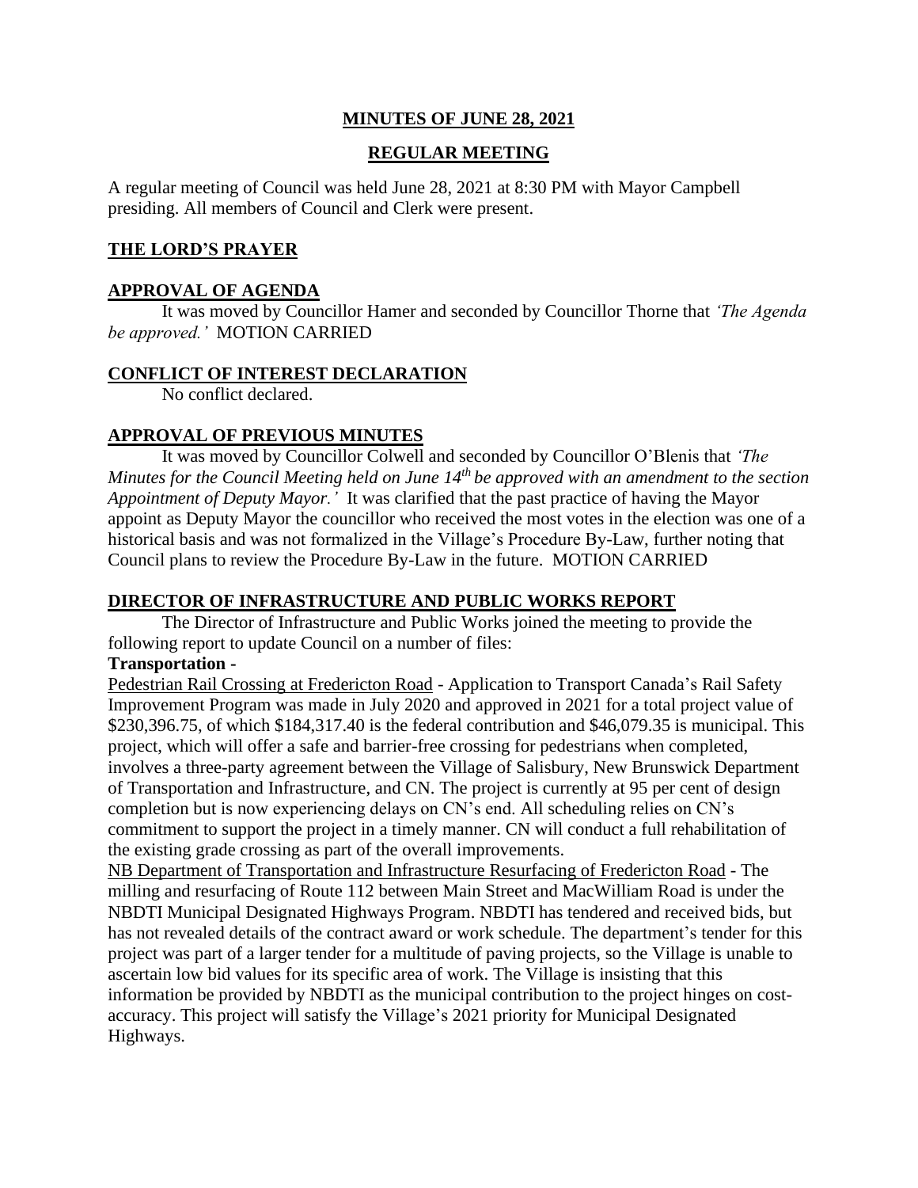# MINUTES OF JUNE 28, 2021

## REGULAR MEETING

A regular meeting of Council was held June 28, 2021 at 8:30 PM with Mayor Campbell presiding. All members of Council and Clerk were present.

### THE LORD'S PRAYER

### APPROVAL OF AGENDA

It was moved by Councillor Hamer and seconded by Councillor Thorne that *'The Agenda be approved.'* MOTION CARRIED

### CONFLICT OF INTEREST DECLARATION

No conflict declared.

### APPROVAL OF PREVIOUS MINUTES

It was moved by Councillor Colwell and seconded by Councillor O'Blenis that *'The Minutes for the Council Meeting held on June 14th be approved with an amendment to the section Appointment of Deputy Mayor.'* It was clarified that the past practice of having the Mayor appoint as Deputy Mayor the councillor who received the most votes in the election was one of a historical basis and was not formalized in the Village's Procedure By-Law, further noting that Council plans to review the Procedure By-Law in the future. MOTION CARRIED

### DIRECTOR OF INFRASTRUCTURE AND PUBLIC WORKS REPORT

The Director of Infrastructure and Public Works joined the meeting to provide the following report to update Council on a number of files:

**Transportation -**

Pedestrian Rail Crossing at Fredericton Road - Application to Transport Canada's Rail Safety Improvement Program was made in July 2020 and approved in 2021 for a total project value of \$230,396.75, of which \$184,317.40 is the federal contribution and \$46,079.35 is municipal. This project, which will offer a safe and barrier-free crossing for pedestrians when completed, involves a three-party agreement between the Village of Salisbury, New Brunswick Department of Transportation and Infrastructure, and CN. The project is currently at 95 per cent of design completion but is now experiencing delays on CN's end. All scheduling relies on CN's commitment to support the project in a timely manner. CN will conduct a full rehabilitation of the existing grade crossing as part of the overall improvements.

NB Department of Transportation and Infrastructure Resurfacing of Fredericton Road - The milling and resurfacing of Route 112 between Main Street and MacWilliam Road is under the NBDTI Municipal Designated Highways Program. NBDTI has tendered and received bids, but has not revealed details of the contract award or work schedule. The department's tender for this project was part of a larger tender for a multitude of paving projects, so the Village is unable to ascertain low bid values for its specific area of work. The Village is insisting that this information be provided by NBDTI as the municipal contribution to the project hinges on cost-accuracy. This project will satisfy the Village's 2021 priority for Municipal Designated Highways.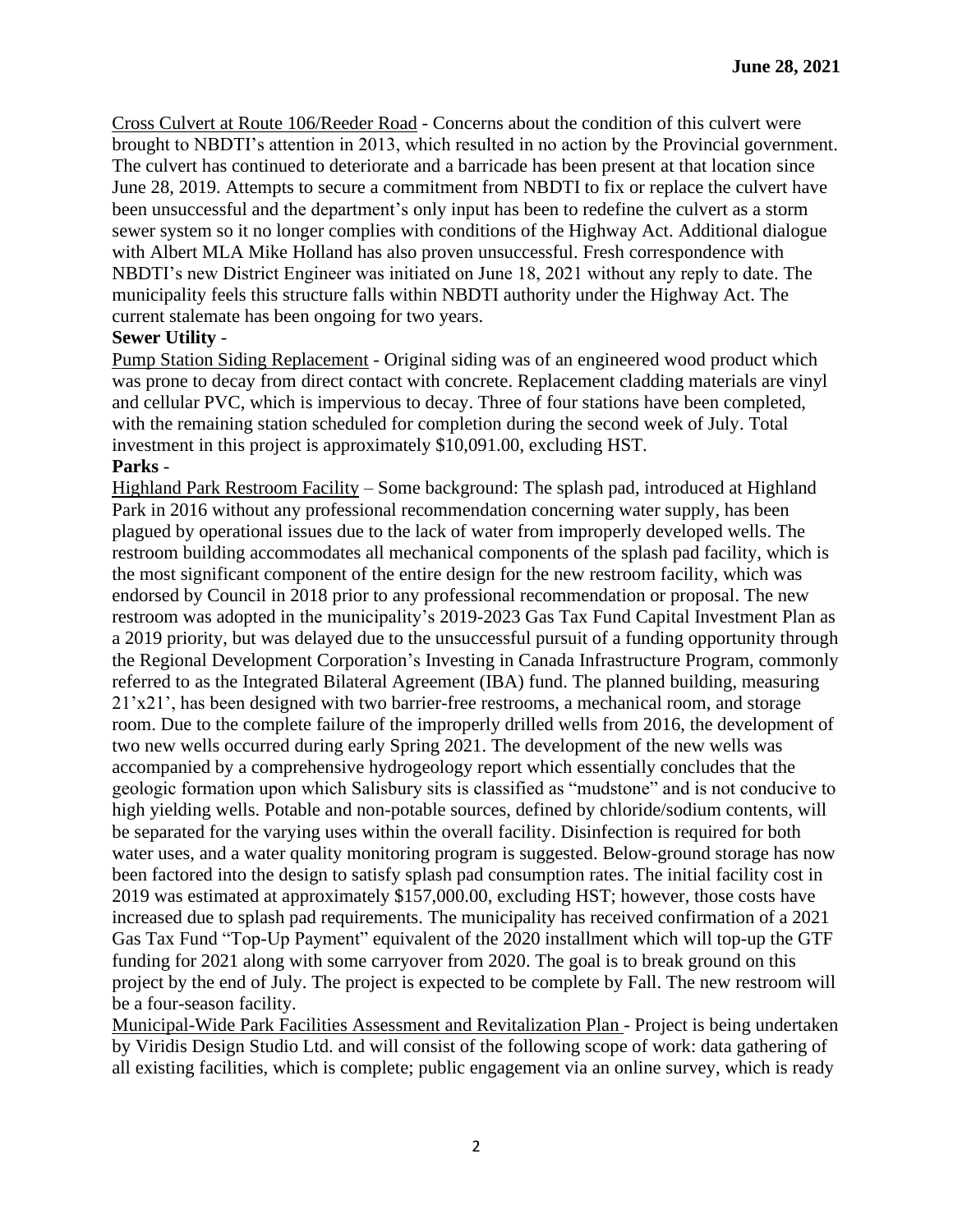Cross Culvert at Route 106/Reeder Road - Concerns about the condition of this culvert were brought to NBDTI's attention in 2013, which resulted in no action by the Provincial government. The culvert has continued to deteriorate and a barricade has been present at that location since June 28, 2019. Attempts to secure a commitment from NBDTI to fix or replace the culvert have been unsuccessful and the department's only input has been to redefine the culvert as a storm sewer system so it no longer complies with conditions of the Highway Act. Additional dialogue with Albert MLA Mike Holland has also proven unsuccessful. Fresh correspondence with NBDTI's new District Engineer was initiated on June 18, 2021 without any reply to date. The municipality feels this structure falls within NBDTI authority under the Highway Act. The current stalemate has been ongoing for two years.

**Sewer Utility** -

Pump Station Siding Replacement - Original siding was of an engineered wood product which was prone to decay from direct contact with concrete. Replacement cladding materials are vinyl and cellular PVC, which is impervious to decay. Three of four stations have been completed, with the remaining station scheduled for completion during the second week of July. Total investment in this project is approximately $10,091.00, excluding HST.

**Parks** -

Highland Park Restroom Facility – Some background: The splash pad, introduced at Highland Park in 2016 without any professional recommendation concerning water supply, has been plagued by operational issues due to the lack of water from improperly developed wells. The restroom building accommodates all mechanical components of the splash pad facility, which is the most significant component of the entire design for the new restroom facility, which was endorsed by Council in 2018 prior to any professional recommendation or proposal. The new restroom was adopted in the municipality's 2019-2023 Gas Tax Fund Capital Investment Plan as a 2019 priority, but was delayed due to the unsuccessful pursuit of a funding opportunity through the Regional Development Corporation's Investing in Canada Infrastructure Program, commonly referred to as the Integrated Bilateral Agreement (IBA) fund. The planned building, measuring 21'x21', has been designed with two barrier-free restrooms, a mechanical room, and storage room. Due to the complete failure of the improperly drilled wells from 2016, the development of two new wells occurred during early Spring 2021. The development of the new wells was accompanied by a comprehensive hydrogeology report which essentially concludes that the geologic formation upon which Salisbury sits is classified as "mudstone" and is not conducive to high yielding wells. Potable and non-potable sources, defined by chloride/sodium contents, will be separated for the varying uses within the overall facility. Disinfection is required for both water uses, and a water quality monitoring program is suggested. Below-ground storage has now been factored into the design to satisfy splash pad consumption rates. The initial facility cost in 2019 was estimated at approximately $157,000.00, excluding HST; however, those costs have increased due to splash pad requirements. The municipality has received confirmation of a 2021 Gas Tax Fund "Top-Up Payment" equivalent of the 2020 installment which will top-up the GTF funding for 2021 along with some carryover from 2020. The goal is to break ground on this project by the end of July. The project is expected to be complete by Fall. The new restroom will be a four-season facility.

Municipal-Wide Park Facilities Assessment and Revitalization Plan - Project is being undertaken by Viridis Design Studio Ltd. and will consist of the following scope of work: data gathering of all existing facilities, which is complete; public engagement via an online survey, which is ready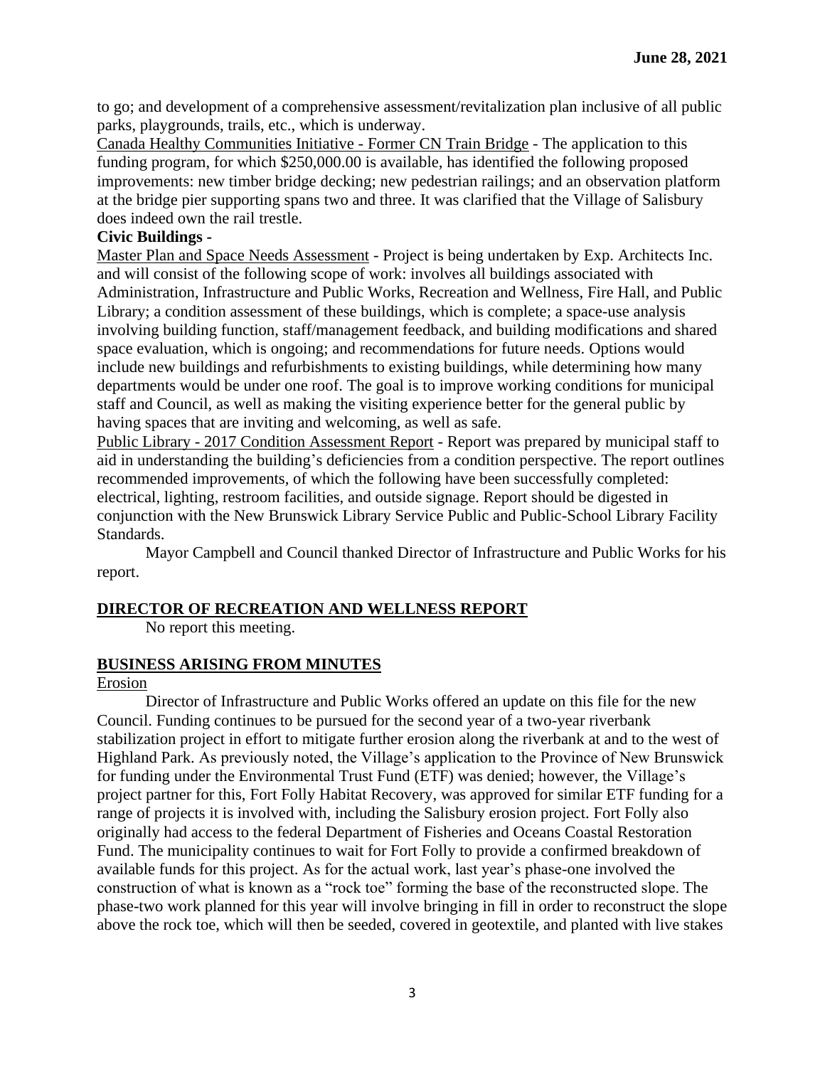to go; and development of a comprehensive assessment/revitalization plan inclusive of all public parks, playgrounds, trails, etc., which is underway.

Canada Healthy Communities Initiative - Former CN Train Bridge - The application to this funding program, for which $250,000.00 is available, has identified the following proposed improvements: new timber bridge decking; new pedestrian railings; and an observation platform at the bridge pier supporting spans two and three. It was clarified that the Village of Salisbury does indeed own the rail trestle.

**Civic Buildings -**

Master Plan and Space Needs Assessment - Project is being undertaken by Exp. Architects Inc. and will consist of the following scope of work: involves all buildings associated with Administration, Infrastructure and Public Works, Recreation and Wellness, Fire Hall, and Public Library; a condition assessment of these buildings, which is complete; a space-use analysis involving building function, staff/management feedback, and building modifications and shared space evaluation, which is ongoing; and recommendations for future needs. Options would include new buildings and refurbishments to existing buildings, while determining how many departments would be under one roof. The goal is to improve working conditions for municipal staff and Council, as well as making the visiting experience better for the general public by having spaces that are inviting and welcoming, as well as safe.

Public Library - 2017 Condition Assessment Report - Report was prepared by municipal staff to aid in understanding the building's deficiencies from a condition perspective. The report outlines recommended improvements, of which the following have been successfully completed: electrical, lighting, restroom facilities, and outside signage. Report should be digested in conjunction with the New Brunswick Library Service Public and Public-School Library Facility Standards.

Mayor Campbell and Council thanked Director of Infrastructure and Public Works for his report.

## DIRECTOR OF RECREATION AND WELLNESS REPORT

No report this meeting.

## BUSINESS ARISING FROM MINUTES

Erosion

Director of Infrastructure and Public Works offered an update on this file for the new Council. Funding continues to be pursued for the second year of a two-year riverbank stabilization project in effort to mitigate further erosion along the riverbank at and to the west of Highland Park. As previously noted, the Village's application to the Province of New Brunswick for funding under the Environmental Trust Fund (ETF) was denied; however, the Village's project partner for this, Fort Folly Habitat Recovery, was approved for similar ETF funding for a range of projects it is involved with, including the Salisbury erosion project. Fort Folly also originally had access to the federal Department of Fisheries and Oceans Coastal Restoration Fund. The municipality continues to wait for Fort Folly to provide a confirmed breakdown of available funds for this project. As for the actual work, last year's phase-one involved the construction of what is known as a "rock toe" forming the base of the reconstructed slope. The phase-two work planned for this year will involve bringing in fill in order to reconstruct the slope above the rock toe, which will then be seeded, covered in geotextile, and planted with live stakes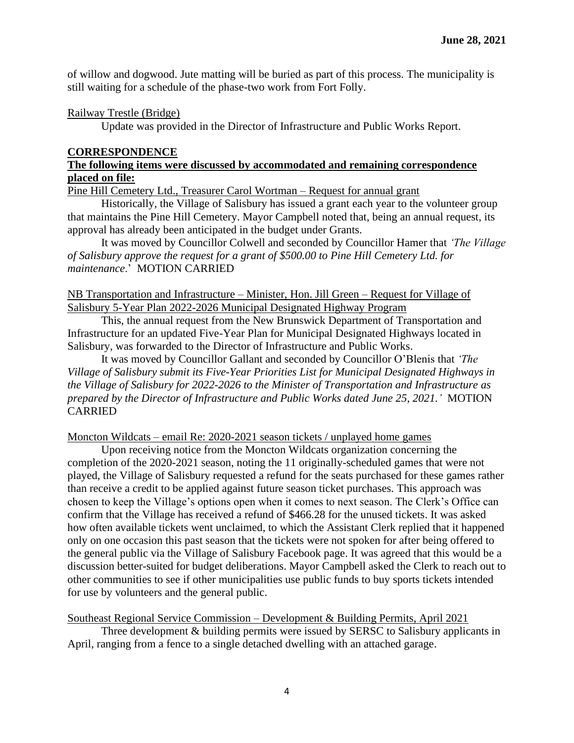of willow and dogwood. Jute matting will be buried as part of this process. The municipality is still waiting for a schedule of the phase-two work from Fort Folly.

Railway Trestle (Bridge)

Update was provided in the Director of Infrastructure and Public Works Report.

## CORRESPONDENCE

**The following items were discussed by accommodated and remaining correspondence placed on file:**

Pine Hill Cemetery Ltd., Treasurer Carol Wortman – Request for annual grant

Historically, the Village of Salisbury has issued a grant each year to the volunteer group that maintains the Pine Hill Cemetery. Mayor Campbell noted that, being an annual request, its approval has already been anticipated in the budget under Grants.

It was moved by Councillor Colwell and seconded by Councillor Hamer that *'The Village of Salisbury approve the request for a grant of $500.00 to Pine Hill Cemetery Ltd. for maintenance.'* MOTION CARRIED

NB Transportation and Infrastructure – Minister, Hon. Jill Green – Request for Village of Salisbury 5-Year Plan 2022-2026 Municipal Designated Highway Program

This, the annual request from the New Brunswick Department of Transportation and Infrastructure for an updated Five-Year Plan for Municipal Designated Highways located in Salisbury, was forwarded to the Director of Infrastructure and Public Works.

It was moved by Councillor Gallant and seconded by Councillor O'Blenis that *'The Village of Salisbury submit its Five-Year Priorities List for Municipal Designated Highways in the Village of Salisbury for 2022-2026 to the Minister of Transportation and Infrastructure as prepared by the Director of Infrastructure and Public Works dated June 25, 2021.'* MOTION CARRIED

Moncton Wildcats – email Re: 2020-2021 season tickets / unplayed home games

Upon receiving notice from the Moncton Wildcats organization concerning the completion of the 2020-2021 season, noting the 11 originally-scheduled games that were not played, the Village of Salisbury requested a refund for the seats purchased for these games rather than receive a credit to be applied against future season ticket purchases. This approach was chosen to keep the Village's options open when it comes to next season. The Clerk's Office can confirm that the Village has received a refund of $466.28 for the unused tickets. It was asked how often available tickets went unclaimed, to which the Assistant Clerk replied that it happened only on one occasion this past season that the tickets were not spoken for after being offered to the general public via the Village of Salisbury Facebook page. It was agreed that this would be a discussion better-suited for budget deliberations. Mayor Campbell asked the Clerk to reach out to other communities to see if other municipalities use public funds to buy sports tickets intended for use by volunteers and the general public.

Southeast Regional Service Commission – Development & Building Permits, April 2021

Three development & building permits were issued by SERSC to Salisbury applicants in April, ranging from a fence to a single detached dwelling with an attached garage.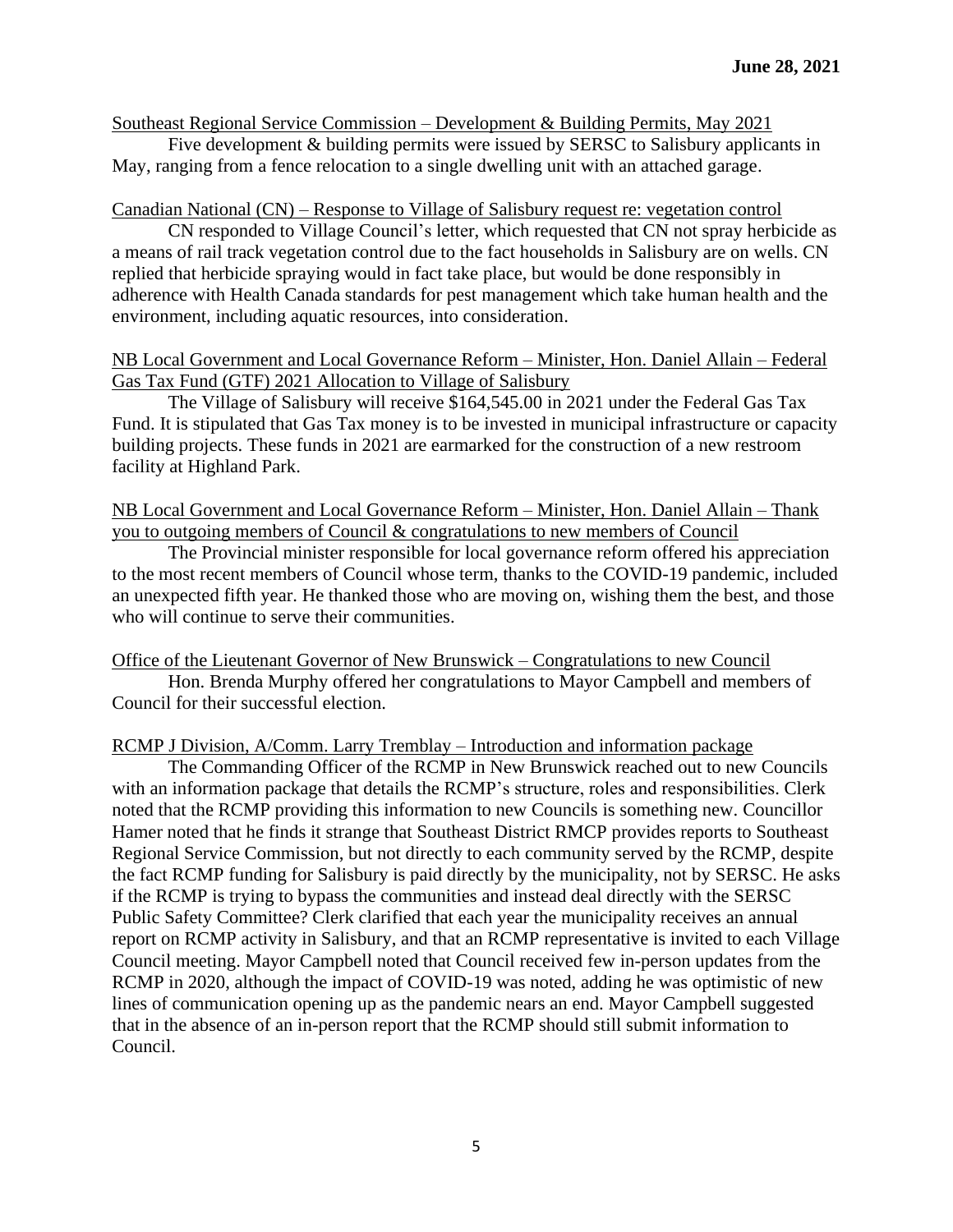Southeast Regional Service Commission – Development & Building Permits, May 2021

Five development & building permits were issued by SERSC to Salisbury applicants in May, ranging from a fence relocation to a single dwelling unit with an attached garage.

Canadian National (CN) – Response to Village of Salisbury request re: vegetation control

CN responded to Village Council's letter, which requested that CN not spray herbicide as a means of rail track vegetation control due to the fact households in Salisbury are on wells. CN replied that herbicide spraying would in fact take place, but would be done responsibly in adherence with Health Canada standards for pest management which take human health and the environment, including aquatic resources, into consideration.

NB Local Government and Local Governance Reform – Minister, Hon. Daniel Allain – Federal Gas Tax Fund (GTF) 2021 Allocation to Village of Salisbury

The Village of Salisbury will receive $164,545.00 in 2021 under the Federal Gas Tax Fund. It is stipulated that Gas Tax money is to be invested in municipal infrastructure or capacity building projects. These funds in 2021 are earmarked for the construction of a new restroom facility at Highland Park.

NB Local Government and Local Governance Reform – Minister, Hon. Daniel Allain – Thank you to outgoing members of Council & congratulations to new members of Council

The Provincial minister responsible for local governance reform offered his appreciation to the most recent members of Council whose term, thanks to the COVID-19 pandemic, included an unexpected fifth year. He thanked those who are moving on, wishing them the best, and those who will continue to serve their communities.

Office of the Lieutenant Governor of New Brunswick – Congratulations to new Council

Hon. Brenda Murphy offered her congratulations to Mayor Campbell and members of Council for their successful election.

RCMP J Division, A/Comm. Larry Tremblay – Introduction and information package

The Commanding Officer of the RCMP in New Brunswick reached out to new Councils with an information package that details the RCMP's structure, roles and responsibilities. Clerk noted that the RCMP providing this information to new Councils is something new. Councillor Hamer noted that he finds it strange that Southeast District RMCP provides reports to Southeast Regional Service Commission, but not directly to each community served by the RCMP, despite the fact RCMP funding for Salisbury is paid directly by the municipality, not by SERSC. He asks if the RCMP is trying to bypass the communities and instead deal directly with the SERSC Public Safety Committee? Clerk clarified that each year the municipality receives an annual report on RCMP activity in Salisbury, and that an RCMP representative is invited to each Village Council meeting. Mayor Campbell noted that Council received few in-person updates from the RCMP in 2020, although the impact of COVID-19 was noted, adding he was optimistic of new lines of communication opening up as the pandemic nears an end. Mayor Campbell suggested that in the absence of an in-person report that the RCMP should still submit information to Council.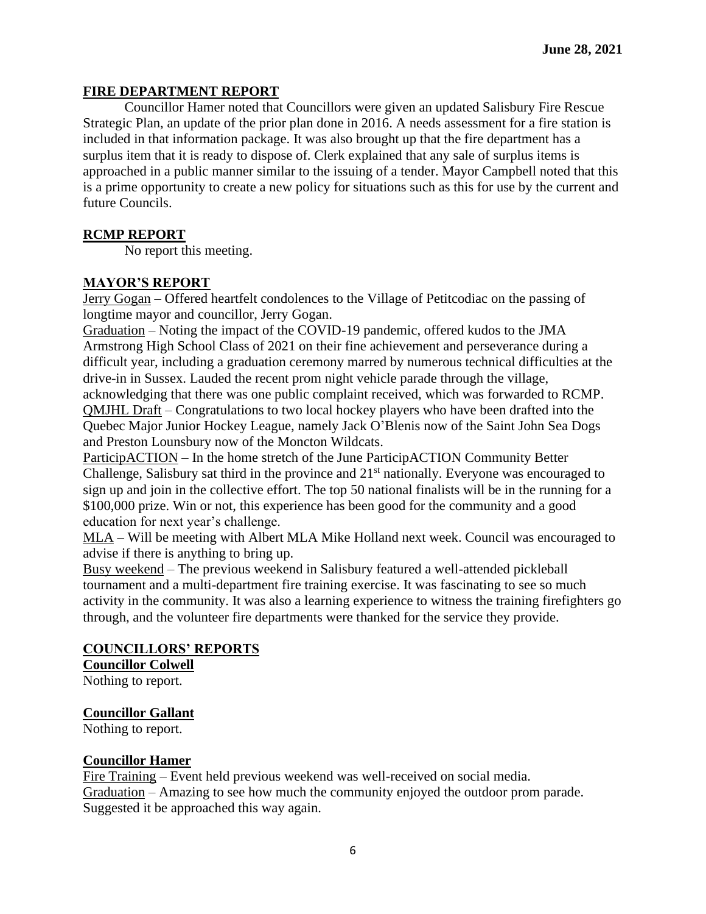**June 28, 2021**

## FIRE DEPARTMENT REPORT

Councillor Hamer noted that Councillors were given an updated Salisbury Fire Rescue Strategic Plan, an update of the prior plan done in 2016. A needs assessment for a fire station is included in that information package. It was also brought up that the fire department has a surplus item that it is ready to dispose of. Clerk explained that any sale of surplus items is approached in a public manner similar to the issuing of a tender. Mayor Campbell noted that this is a prime opportunity to create a new policy for situations such as this for use by the current and future Councils.

## RCMP REPORT

No report this meeting.

## MAYOR'S REPORT

Jerry Gogan – Offered heartfelt condolences to the Village of Petitcodiac on the passing of longtime mayor and councillor, Jerry Gogan.

Graduation – Noting the impact of the COVID-19 pandemic, offered kudos to the JMA Armstrong High School Class of 2021 on their fine achievement and perseverance during a difficult year, including a graduation ceremony marred by numerous technical difficulties at the drive-in in Sussex. Lauded the recent prom night vehicle parade through the village, acknowledging that there was one public complaint received, which was forwarded to RCMP.

QMJHL Draft – Congratulations to two local hockey players who have been drafted into the Quebec Major Junior Hockey League, namely Jack O'Blenis now of the Saint John Sea Dogs and Preston Lounsbury now of the Moncton Wildcats.

ParticipACTION – In the home stretch of the June ParticipACTION Community Better Challenge, Salisbury sat third in the province and 21st nationally. Everyone was encouraged to sign up and join in the collective effort. The top 50 national finalists will be in the running for a $100,000 prize. Win or not, this experience has been good for the community and a good education for next year's challenge.

MLA – Will be meeting with Albert MLA Mike Holland next week. Council was encouraged to advise if there is anything to bring up.

Busy weekend – The previous weekend in Salisbury featured a well-attended pickleball tournament and a multi-department fire training exercise. It was fascinating to see so much activity in the community. It was also a learning experience to witness the training firefighters go through, and the volunteer fire departments were thanked for the service they provide.

## COUNCILLORS' REPORTS

### Councillor Colwell

Nothing to report.

### Councillor Gallant

Nothing to report.

### Councillor Hamer

Fire Training – Event held previous weekend was well-received on social media.

Graduation – Amazing to see how much the community enjoyed the outdoor prom parade. Suggested it be approached this way again.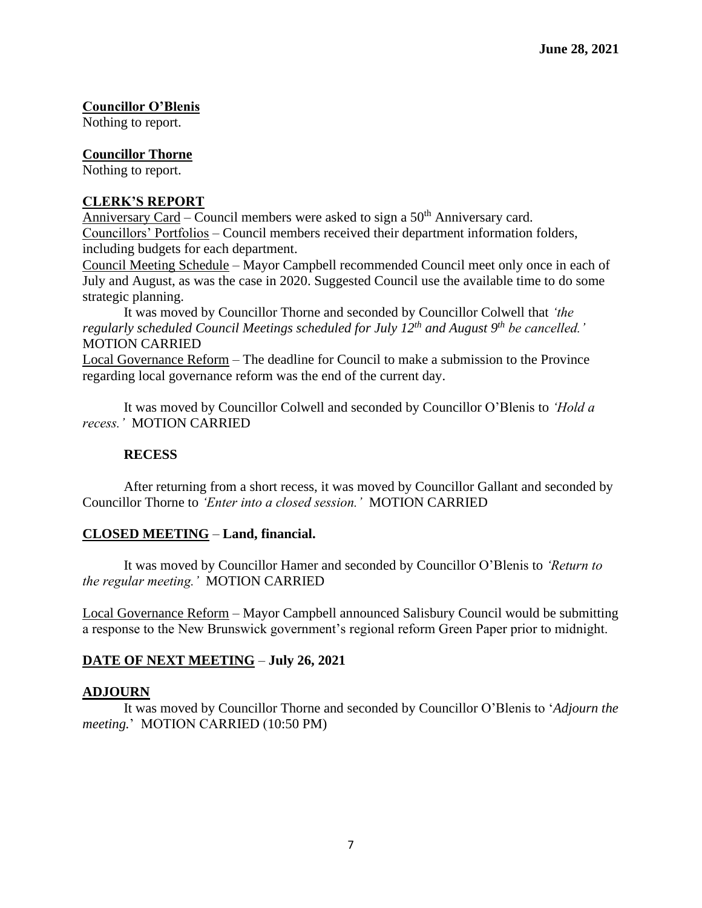**June 28, 2021**

**Councillor O'Blenis**
Nothing to report.

**Councillor Thorne**
Nothing to report.

## CLERK'S REPORT

Anniversary Card – Council members were asked to sign a 50th Anniversary card.
Councillors' Portfolios – Council members received their department information folders, including budgets for each department.
Council Meeting Schedule – Mayor Campbell recommended Council meet only once in each of July and August, as was the case in 2020. Suggested Council use the available time to do some strategic planning.

It was moved by Councillor Thorne and seconded by Councillor Colwell that *'the regularly scheduled Council Meetings scheduled for July 12th and August 9th be cancelled.'* MOTION CARRIED

Local Governance Reform – The deadline for Council to make a submission to the Province regarding local governance reform was the end of the current day.

It was moved by Councillor Colwell and seconded by Councillor O'Blenis to *'Hold a recess.'* MOTION CARRIED

**RECESS**

After returning from a short recess, it was moved by Councillor Gallant and seconded by Councillor Thorne to *'Enter into a closed session.'* MOTION CARRIED

## CLOSED MEETING – Land, financial.

It was moved by Councillor Hamer and seconded by Councillor O'Blenis to *'Return to the regular meeting.'* MOTION CARRIED

Local Governance Reform – Mayor Campbell announced Salisbury Council would be submitting a response to the New Brunswick government's regional reform Green Paper prior to midnight.

## DATE OF NEXT MEETING – July 26, 2021

## ADJOURN

It was moved by Councillor Thorne and seconded by Councillor O'Blenis to '*Adjourn the meeting.*' MOTION CARRIED (10:50 PM)